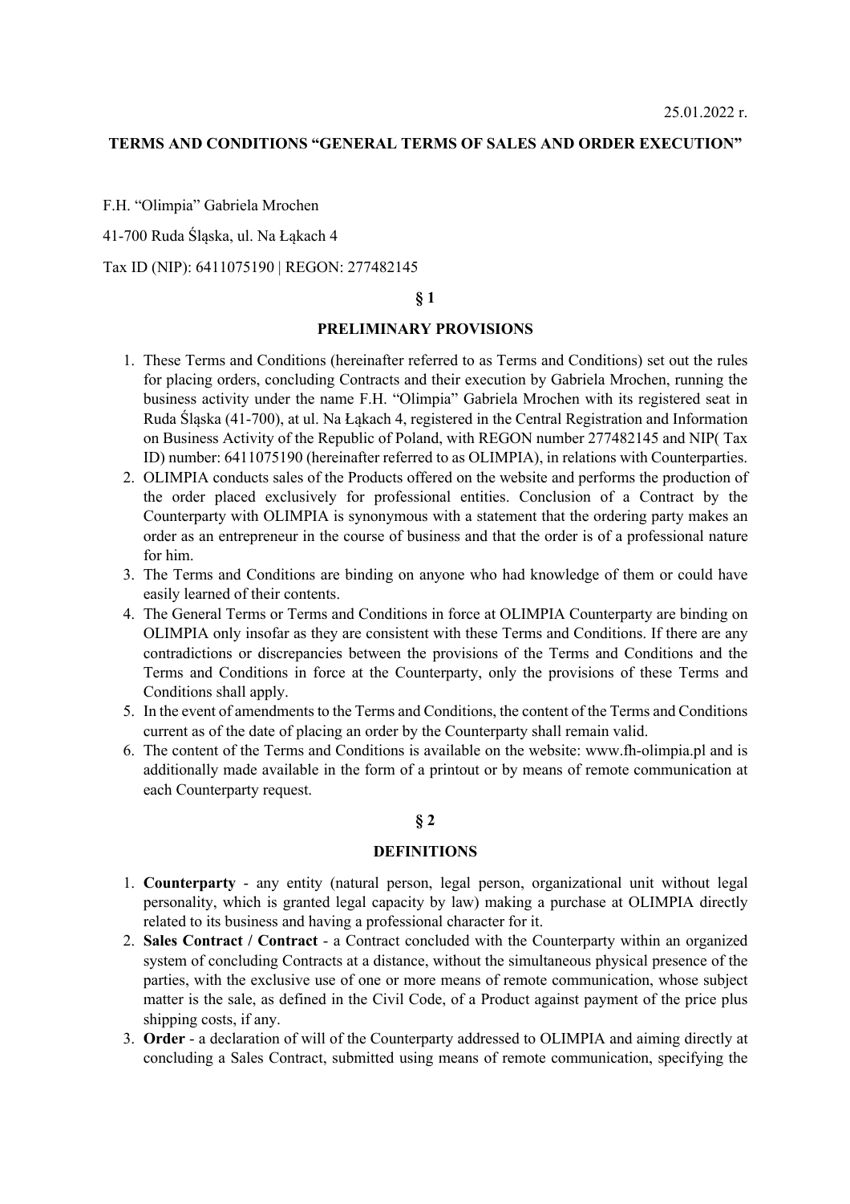25.01.2022 r.

**TERMS AND CONDITIONS "GENERAL TERMS OF SALES AND ORDER EXECUTION"**

F.H. "Olimpia" Gabriela Mrochen

41-700 Ruda Śląska, ul. Na Łąkach 4

Tax ID (NIP): 6411075190 | REGON: 277482145

## § 1

## PRELIMINARY PROVISIONS

1. These Terms and Conditions (hereinafter referred to as Terms and Conditions) set out the rules for placing orders, concluding Contracts and their execution by Gabriela Mrochen, running the business activity under the name F.H. "Olimpia" Gabriela Mrochen with its registered seat in Ruda Śląska (41-700), at ul. Na Łąkach 4, registered in the Central Registration and Information on Business Activity of the Republic of Poland, with REGON number 277482145 and NIP( Tax ID) number: 6411075190 (hereinafter referred to as OLIMPIA), in relations with Counterparties.
2. OLIMPIA conducts sales of the Products offered on the website and performs the production of the order placed exclusively for professional entities. Conclusion of a Contract by the Counterparty with OLIMPIA is synonymous with a statement that the ordering party makes an order as an entrepreneur in the course of business and that the order is of a professional nature for him.
3. The Terms and Conditions are binding on anyone who had knowledge of them or could have easily learned of their contents.
4. The General Terms or Terms and Conditions in force at OLIMPIA Counterparty are binding on OLIMPIA only insofar as they are consistent with these Terms and Conditions. If there are any contradictions or discrepancies between the provisions of the Terms and Conditions and the Terms and Conditions in force at the Counterparty, only the provisions of these Terms and Conditions shall apply.
5. In the event of amendments to the Terms and Conditions, the content of the Terms and Conditions current as of the date of placing an order by the Counterparty shall remain valid.
6. The content of the Terms and Conditions is available on the website: www.fh-olimpia.pl and is additionally made available in the form of a printout or by means of remote communication at each Counterparty request.

## § 2

## DEFINITIONS

1. **Counterparty** - any entity (natural person, legal person, organizational unit without legal personality, which is granted legal capacity by law) making a purchase at OLIMPIA directly related to its business and having a professional character for it.
2. **Sales Contract / Contract** - a Contract concluded with the Counterparty within an organized system of concluding Contracts at a distance, without the simultaneous physical presence of the parties, with the exclusive use of one or more means of remote communication, whose subject matter is the sale, as defined in the Civil Code, of a Product against payment of the price plus shipping costs, if any.
3. **Order** - a declaration of will of the Counterparty addressed to OLIMPIA and aiming directly at concluding a Sales Contract, submitted using means of remote communication, specifying the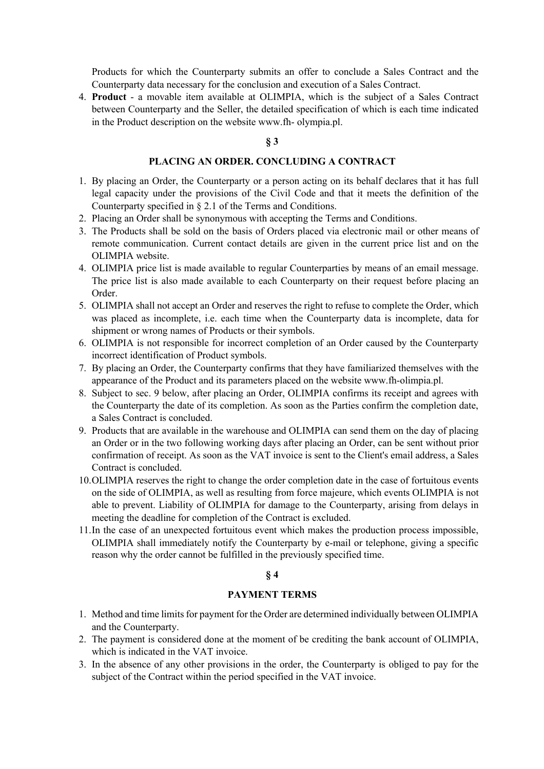Products for which the Counterparty submits an offer to conclude a Sales Contract and the Counterparty data necessary for the conclusion and execution of a Sales Contract.

4. **Product** - a movable item available at OLIMPIA, which is the subject of a Sales Contract between Counterparty and the Seller, the detailed specification of which is each time indicated in the Product description on the website www.fh- olympia.pl.

**§ 3**

**PLACING AN ORDER. CONCLUDING A CONTRACT**

1. By placing an Order, the Counterparty or a person acting on its behalf declares that it has full legal capacity under the provisions of the Civil Code and that it meets the definition of the Counterparty specified in § 2.1 of the Terms and Conditions.
2. Placing an Order shall be synonymous with accepting the Terms and Conditions.
3. The Products shall be sold on the basis of Orders placed via electronic mail or other means of remote communication. Current contact details are given in the current price list and on the OLIMPIA website.
4. OLIMPIA price list is made available to regular Counterparties by means of an email message. The price list is also made available to each Counterparty on their request before placing an Order.
5. OLIMPIA shall not accept an Order and reserves the right to refuse to complete the Order, which was placed as incomplete, i.e. each time when the Counterparty data is incomplete, data for shipment or wrong names of Products or their symbols.
6. OLIMPIA is not responsible for incorrect completion of an Order caused by the Counterparty incorrect identification of Product symbols.
7. By placing an Order, the Counterparty confirms that they have familiarized themselves with the appearance of the Product and its parameters placed on the website www.fh-olimpia.pl.
8. Subject to sec. 9 below, after placing an Order, OLIMPIA confirms its receipt and agrees with the Counterparty the date of its completion. As soon as the Parties confirm the completion date, a Sales Contract is concluded.
9. Products that are available in the warehouse and OLIMPIA can send them on the day of placing an Order or in the two following working days after placing an Order, can be sent without prior confirmation of receipt. As soon as the VAT invoice is sent to the Client's email address, a Sales Contract is concluded.
10. OLIMPIA reserves the right to change the order completion date in the case of fortuitous events on the side of OLIMPIA, as well as resulting from force majeure, which events OLIMPIA is not able to prevent. Liability of OLIMPIA for damage to the Counterparty, arising from delays in meeting the deadline for completion of the Contract is excluded.
11. In the case of an unexpected fortuitous event which makes the production process impossible, OLIMPIA shall immediately notify the Counterparty by e-mail or telephone, giving a specific reason why the order cannot be fulfilled in the previously specified time.

**§ 4**

**PAYMENT TERMS**

1. Method and time limits for payment for the Order are determined individually between OLIMPIA and the Counterparty.
2. The payment is considered done at the moment of be crediting the bank account of OLIMPIA, which is indicated in the VAT invoice.
3. In the absence of any other provisions in the order, the Counterparty is obliged to pay for the subject of the Contract within the period specified in the VAT invoice.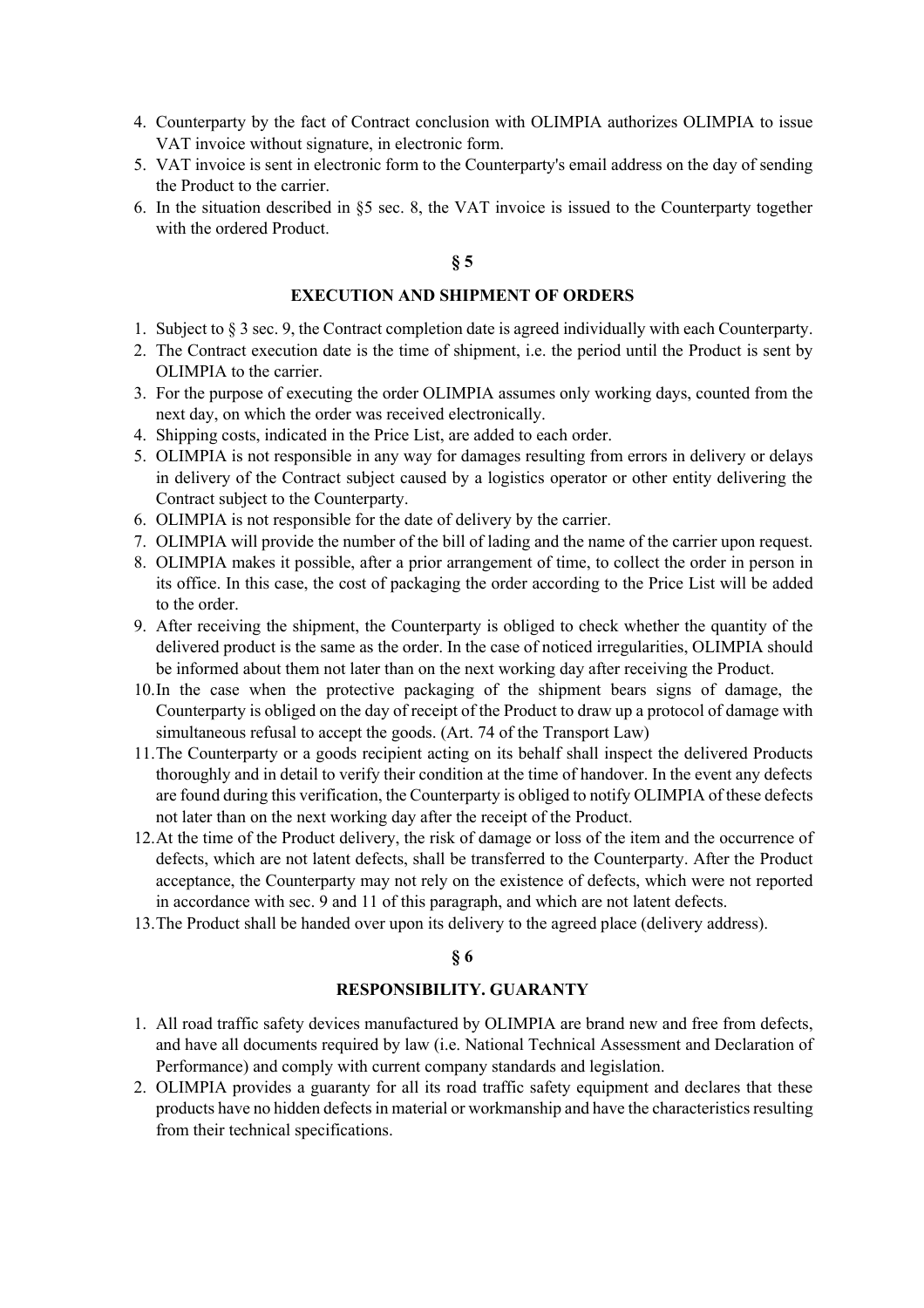4. Counterparty by the fact of Contract conclusion with OLIMPIA authorizes OLIMPIA to issue VAT invoice without signature, in electronic form.
5. VAT invoice is sent in electronic form to the Counterparty's email address on the day of sending the Product to the carrier.
6. In the situation described in §5 sec. 8, the VAT invoice is issued to the Counterparty together with the ordered Product.

## § 5

## EXECUTION AND SHIPMENT OF ORDERS

1. Subject to § 3 sec. 9, the Contract completion date is agreed individually with each Counterparty.
2. The Contract execution date is the time of shipment, i.e. the period until the Product is sent by OLIMPIA to the carrier.
3. For the purpose of executing the order OLIMPIA assumes only working days, counted from the next day, on which the order was received electronically.
4. Shipping costs, indicated in the Price List, are added to each order.
5. OLIMPIA is not responsible in any way for damages resulting from errors in delivery or delays in delivery of the Contract subject caused by a logistics operator or other entity delivering the Contract subject to the Counterparty.
6. OLIMPIA is not responsible for the date of delivery by the carrier.
7. OLIMPIA will provide the number of the bill of lading and the name of the carrier upon request.
8. OLIMPIA makes it possible, after a prior arrangement of time, to collect the order in person in its office. In this case, the cost of packaging the order according to the Price List will be added to the order.
9. After receiving the shipment, the Counterparty is obliged to check whether the quantity of the delivered product is the same as the order. In the case of noticed irregularities, OLIMPIA should be informed about them not later than on the next working day after receiving the Product.
10. In the case when the protective packaging of the shipment bears signs of damage, the Counterparty is obliged on the day of receipt of the Product to draw up a protocol of damage with simultaneous refusal to accept the goods. (Art. 74 of the Transport Law)
11. The Counterparty or a goods recipient acting on its behalf shall inspect the delivered Products thoroughly and in detail to verify their condition at the time of handover. In the event any defects are found during this verification, the Counterparty is obliged to notify OLIMPIA of these defects not later than on the next working day after the receipt of the Product.
12. At the time of the Product delivery, the risk of damage or loss of the item and the occurrence of defects, which are not latent defects, shall be transferred to the Counterparty. After the Product acceptance, the Counterparty may not rely on the existence of defects, which were not reported in accordance with sec. 9 and 11 of this paragraph, and which are not latent defects.
13. The Product shall be handed over upon its delivery to the agreed place (delivery address).

## § 6

## RESPONSIBILITY. GUARANTY

1. All road traffic safety devices manufactured by OLIMPIA are brand new and free from defects, and have all documents required by law (i.e. National Technical Assessment and Declaration of Performance) and comply with current company standards and legislation.
2. OLIMPIA provides a guaranty for all its road traffic safety equipment and declares that these products have no hidden defects in material or workmanship and have the characteristics resulting from their technical specifications.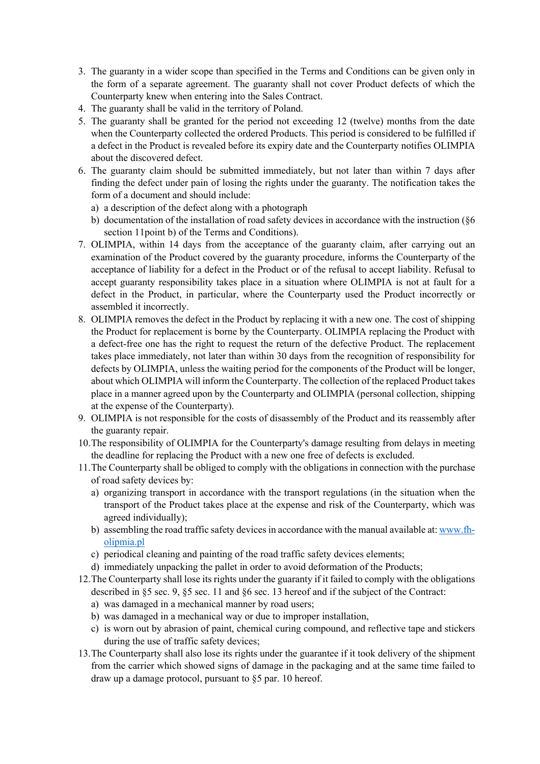3. The guaranty in a wider scope than specified in the Terms and Conditions can be given only in the form of a separate agreement. The guaranty shall not cover Product defects of which the Counterparty knew when entering into the Sales Contract.
4. The guaranty shall be valid in the territory of Poland.
5. The guaranty shall be granted for the period not exceeding 12 (twelve) months from the date when the Counterparty collected the ordered Products. This period is considered to be fulfilled if a defect in the Product is revealed before its expiry date and the Counterparty notifies OLIMPIA about the discovered defect.
6. The guaranty claim should be submitted immediately, but not later than within 7 days after finding the defect under pain of losing the rights under the guaranty. The notification takes the form of a document and should include:
   a) a description of the defect along with a photograph
   b) documentation of the installation of road safety devices in accordance with the instruction (§6 section 11point b) of the Terms and Conditions).
7. OLIMPIA, within 14 days from the acceptance of the guaranty claim, after carrying out an examination of the Product covered by the guaranty procedure, informs the Counterparty of the acceptance of liability for a defect in the Product or of the refusal to accept liability. Refusal to accept guaranty responsibility takes place in a situation where OLIMPIA is not at fault for a defect in the Product, in particular, where the Counterparty used the Product incorrectly or assembled it incorrectly.
8. OLIMPIA removes the defect in the Product by replacing it with a new one. The cost of shipping the Product for replacement is borne by the Counterparty. OLIMPIA replacing the Product with a defect-free one has the right to request the return of the defective Product. The replacement takes place immediately, not later than within 30 days from the recognition of responsibility for defects by OLIMPIA, unless the waiting period for the components of the Product will be longer, about which OLIMPIA will inform the Counterparty. The collection of the replaced Product takes place in a manner agreed upon by the Counterparty and OLIMPIA (personal collection, shipping at the expense of the Counterparty).
9. OLIMPIA is not responsible for the costs of disassembly of the Product and its reassembly after the guaranty repair.
10. The responsibility of OLIMPIA for the Counterparty's damage resulting from delays in meeting the deadline for replacing the Product with a new one free of defects is excluded.
11. The Counterparty shall be obliged to comply with the obligations in connection with the purchase of road safety devices by:
    a) organizing transport in accordance with the transport regulations (in the situation when the transport of the Product takes place at the expense and risk of the Counterparty, which was agreed individually);
    b) assembling the road traffic safety devices in accordance with the manual available at: [www.fh-olipmia.pl](www.fh-olipmia.pl)
    c) periodical cleaning and painting of the road traffic safety devices elements;
    d) immediately unpacking the pallet in order to avoid deformation of the Products;
12. The Counterparty shall lose its rights under the guaranty if it failed to comply with the obligations described in §5 sec. 9, §5 sec. 11 and §6 sec. 13 hereof and if the subject of the Contract:
    a) was damaged in a mechanical manner by road users;
    b) was damaged in a mechanical way or due to improper installation,
    c) is worn out by abrasion of paint, chemical curing compound, and reflective tape and stickers during the use of traffic safety devices;
13. The Counterparty shall also lose its rights under the guarantee if it took delivery of the shipment from the carrier which showed signs of damage in the packaging and at the same time failed to draw up a damage protocol, pursuant to §5 par. 10 hereof.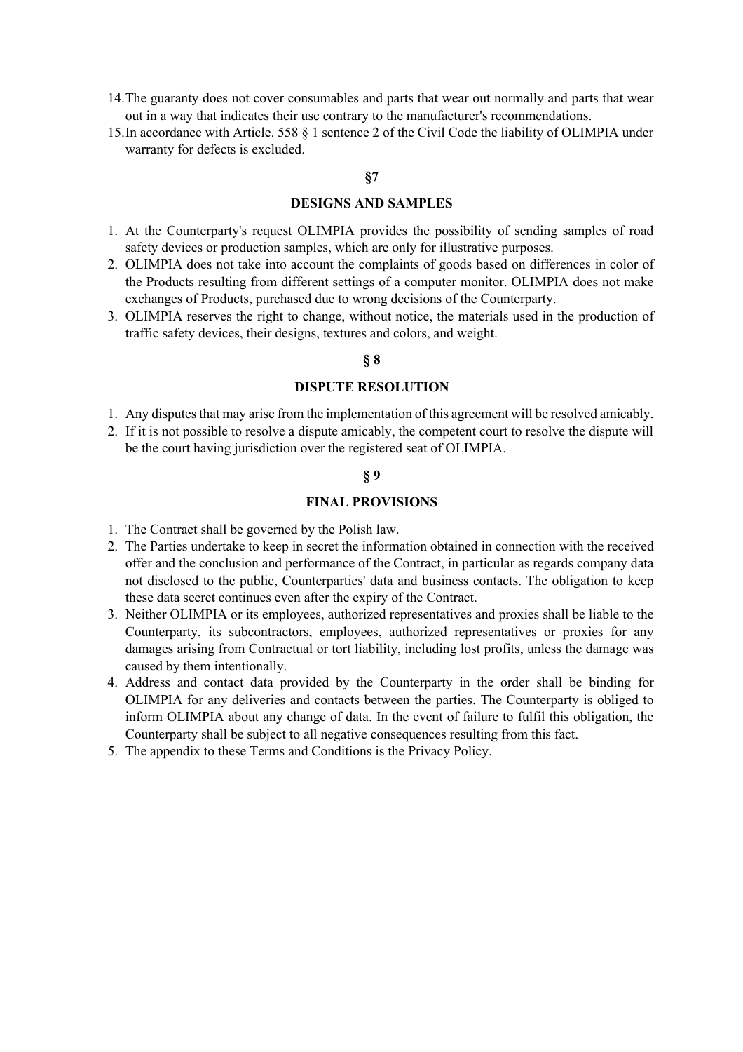14. The guaranty does not cover consumables and parts that wear out normally and parts that wear out in a way that indicates their use contrary to the manufacturer's recommendations.
15. In accordance with Article. 558 § 1 sentence 2 of the Civil Code the liability of OLIMPIA under warranty for defects is excluded.

## §7

## DESIGNS AND SAMPLES

1. At the Counterparty's request OLIMPIA provides the possibility of sending samples of road safety devices or production samples, which are only for illustrative purposes.
2. OLIMPIA does not take into account the complaints of goods based on differences in color of the Products resulting from different settings of a computer monitor. OLIMPIA does not make exchanges of Products, purchased due to wrong decisions of the Counterparty.
3. OLIMPIA reserves the right to change, without notice, the materials used in the production of traffic safety devices, their designs, textures and colors, and weight.

## § 8

## DISPUTE RESOLUTION

1. Any disputes that may arise from the implementation of this agreement will be resolved amicably.
2. If it is not possible to resolve a dispute amicably, the competent court to resolve the dispute will be the court having jurisdiction over the registered seat of OLIMPIA.

## § 9

## FINAL PROVISIONS

1. The Contract shall be governed by the Polish law.
2. The Parties undertake to keep in secret the information obtained in connection with the received offer and the conclusion and performance of the Contract, in particular as regards company data not disclosed to the public, Counterparties' data and business contacts. The obligation to keep these data secret continues even after the expiry of the Contract.
3. Neither OLIMPIA or its employees, authorized representatives and proxies shall be liable to the Counterparty, its subcontractors, employees, authorized representatives or proxies for any damages arising from Contractual or tort liability, including lost profits, unless the damage was caused by them intentionally.
4. Address and contact data provided by the Counterparty in the order shall be binding for OLIMPIA for any deliveries and contacts between the parties. The Counterparty is obliged to inform OLIMPIA about any change of data. In the event of failure to fulfil this obligation, the Counterparty shall be subject to all negative consequences resulting from this fact.
5. The appendix to these Terms and Conditions is the Privacy Policy.